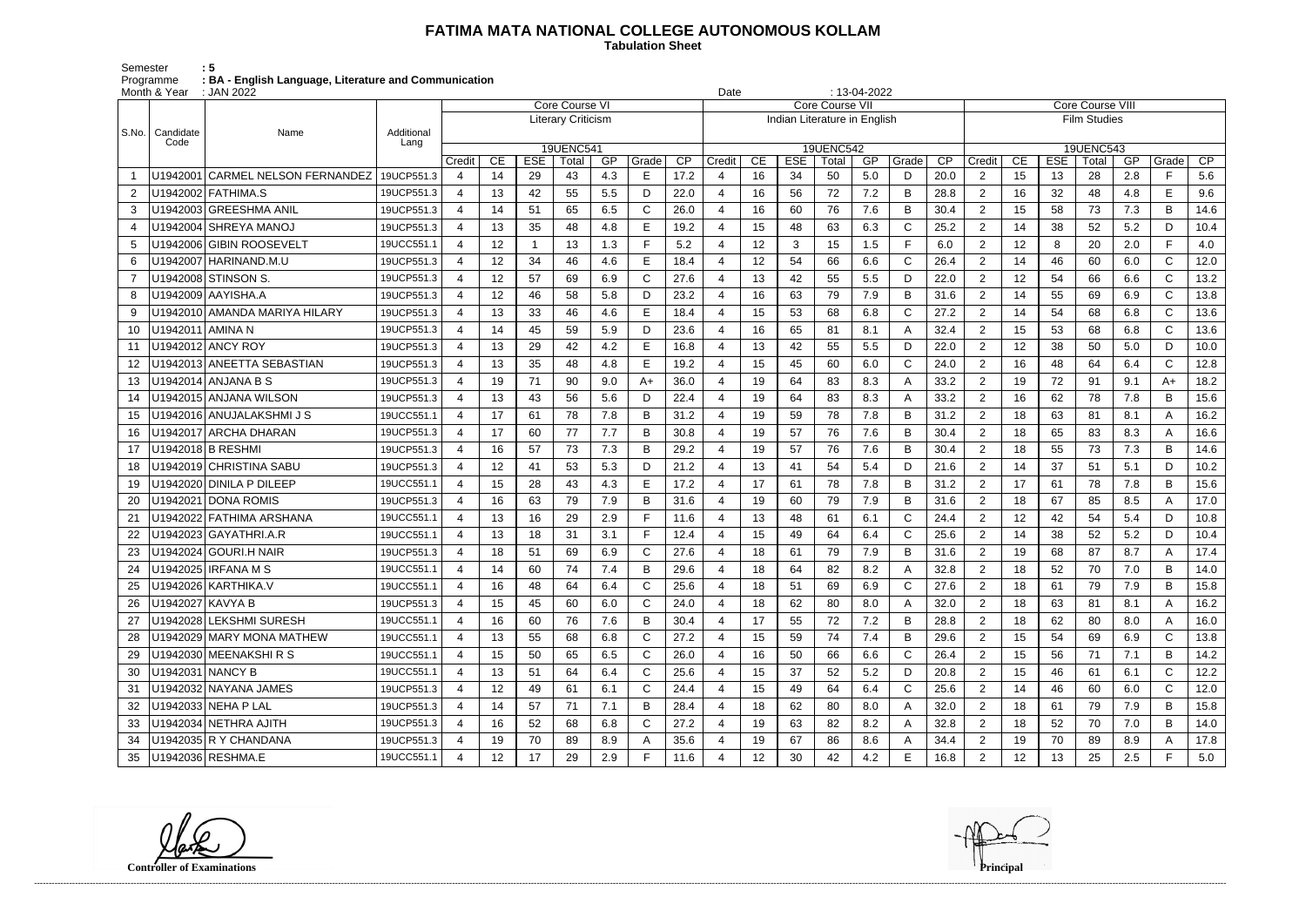# FATIMA MATA NATIONAL COLLEGE AUTONOMOUS KOLLAM

**Tabulation Sheet**

Semester : 5
Programme : BA - English Language, Literature and Communication
Month & Year : JAN 2022
Date : 13-04-2022

| S.No. | Candidate Code | Name | Additional Lang | Core Course VI | | | | | | | Core Course VII | | | | | | | Core Course VIII | | | | | | |
|---|---|---|---|---|---|---|---|---|---|---|---|---|---|---|---|---|---|---|---|---|---|---|---|---|
| | | | | Literary Criticism | | | | | | | Indian Literature in English | | | | | | | Film Studies | | | | | | |
| | | | | 19UENC541 | | | | | | | 19UENC542 | | | | | | | 19UENC543 | | | | | | |
| | | | | Credit | CE | ESE | Total | GP | Grade | CP | Credit | CE | ESE | Total | GP | Grade | CP | Credit | CE | ESE | Total | GP | Grade | CP |
| 1 | U1942001 | CARMEL NELSON FERNANDEZ | 19UCP551.3 | 4 | 14 | 29 | 43 | 4.3 | E | 17.2 | 4 | 16 | 34 | 50 | 5.0 | D | 20.0 | 2 | 15 | 13 | 28 | 2.8 | F | 5.6 |
| 2 | U1942002 | FATHIMA.S | 19UCP551.3 | 4 | 13 | 42 | 55 | 5.5 | D | 22.0 | 4 | 16 | 56 | 72 | 7.2 | B | 28.8 | 2 | 16 | 32 | 48 | 4.8 | E | 9.6 |
| 3 | U1942003 | GREESHMA ANIL | 19UCP551.3 | 4 | 14 | 51 | 65 | 6.5 | C | 26.0 | 4 | 16 | 60 | 76 | 7.6 | B | 30.4 | 2 | 15 | 58 | 73 | 7.3 | B | 14.6 |
| 4 | U1942004 | SHREYA MANOJ | 19UCP551.3 | 4 | 13 | 35 | 48 | 4.8 | E | 19.2 | 4 | 15 | 48 | 63 | 6.3 | C | 25.2 | 2 | 14 | 38 | 52 | 5.2 | D | 10.4 |
| 5 | U1942006 | GIBIN ROOSEVELT | 19UCC551.1 | 4 | 12 | 1 | 13 | 1.3 | F | 5.2 | 4 | 12 | 3 | 15 | 1.5 | F | 6.0 | 2 | 12 | 8 | 20 | 2.0 | F | 4.0 |
| 6 | U1942007 | HARINAND.M.U | 19UCP551.3 | 4 | 12 | 34 | 46 | 4.6 | E | 18.4 | 4 | 12 | 54 | 66 | 6.6 | C | 26.4 | 2 | 14 | 46 | 60 | 6.0 | C | 12.0 |
| 7 | U1942008 | STINSON S. | 19UCP551.3 | 4 | 12 | 57 | 69 | 6.9 | C | 27.6 | 4 | 13 | 42 | 55 | 5.5 | D | 22.0 | 2 | 12 | 54 | 66 | 6.6 | C | 13.2 |
| 8 | U1942009 | AAYISHA.A | 19UCP551.3 | 4 | 12 | 46 | 58 | 5.8 | D | 23.2 | 4 | 16 | 63 | 79 | 7.9 | B | 31.6 | 2 | 14 | 55 | 69 | 6.9 | C | 13.8 |
| 9 | U1942010 | AMANDA MARIYA HILARY | 19UCP551.3 | 4 | 13 | 33 | 46 | 4.6 | E | 18.4 | 4 | 15 | 53 | 68 | 6.8 | C | 27.2 | 2 | 14 | 54 | 68 | 6.8 | C | 13.6 |
| 10 | U1942011 | AMINA N | 19UCP551.3 | 4 | 14 | 45 | 59 | 5.9 | D | 23.6 | 4 | 16 | 65 | 81 | 8.1 | A | 32.4 | 2 | 15 | 53 | 68 | 6.8 | C | 13.6 |
| 11 | U1942012 | ANCY ROY | 19UCP551.3 | 4 | 13 | 29 | 42 | 4.2 | E | 16.8 | 4 | 13 | 42 | 55 | 5.5 | D | 22.0 | 2 | 12 | 38 | 50 | 5.0 | D | 10.0 |
| 12 | U1942013 | ANEETTA SEBASTIAN | 19UCP551.3 | 4 | 13 | 35 | 48 | 4.8 | E | 19.2 | 4 | 15 | 45 | 60 | 6.0 | C | 24.0 | 2 | 16 | 48 | 64 | 6.4 | C | 12.8 |
| 13 | U1942014 | ANJANA B S | 19UCP551.3 | 4 | 19 | 71 | 90 | 9.0 | A+ | 36.0 | 4 | 19 | 64 | 83 | 8.3 | A | 33.2 | 2 | 19 | 72 | 91 | 9.1 | A+ | 18.2 |
| 14 | U1942015 | ANJANA WILSON | 19UCP551.3 | 4 | 13 | 43 | 56 | 5.6 | D | 22.4 | 4 | 19 | 64 | 83 | 8.3 | A | 33.2 | 2 | 16 | 62 | 78 | 7.8 | B | 15.6 |
| 15 | U1942016 | ANUJALAKSHMI J S | 19UCC551.1 | 4 | 17 | 61 | 78 | 7.8 | B | 31.2 | 4 | 19 | 59 | 78 | 7.8 | B | 31.2 | 2 | 18 | 63 | 81 | 8.1 | A | 16.2 |
| 16 | U1942017 | ARCHA DHARAN | 19UCP551.3 | 4 | 17 | 60 | 77 | 7.7 | B | 30.8 | 4 | 19 | 57 | 76 | 7.6 | B | 30.4 | 2 | 18 | 65 | 83 | 8.3 | A | 16.6 |
| 17 | U1942018 | B RESHMI | 19UCP551.3 | 4 | 16 | 57 | 73 | 7.3 | B | 29.2 | 4 | 19 | 57 | 76 | 7.6 | B | 30.4 | 2 | 18 | 55 | 73 | 7.3 | B | 14.6 |
| 18 | U1942019 | CHRISTINA SABU | 19UCP551.3 | 4 | 12 | 41 | 53 | 5.3 | D | 21.2 | 4 | 13 | 41 | 54 | 5.4 | D | 21.6 | 2 | 14 | 37 | 51 | 5.1 | D | 10.2 |
| 19 | U1942020 | DINILA P DILEEP | 19UCC551.1 | 4 | 15 | 28 | 43 | 4.3 | E | 17.2 | 4 | 17 | 61 | 78 | 7.8 | B | 31.2 | 2 | 17 | 61 | 78 | 7.8 | B | 15.6 |
| 20 | U1942021 | DONA ROMIS | 19UCP551.3 | 4 | 16 | 63 | 79 | 7.9 | B | 31.6 | 4 | 19 | 60 | 79 | 7.9 | B | 31.6 | 2 | 18 | 67 | 85 | 8.5 | A | 17.0 |
| 21 | U1942022 | FATHIMA ARSHANA | 19UCC551.1 | 4 | 13 | 16 | 29 | 2.9 | F | 11.6 | 4 | 13 | 48 | 61 | 6.1 | C | 24.4 | 2 | 12 | 42 | 54 | 5.4 | D | 10.8 |
| 22 | U1942023 | GAYATHRI.A.R | 19UCC551.1 | 4 | 13 | 18 | 31 | 3.1 | F | 12.4 | 4 | 15 | 49 | 64 | 6.4 | C | 25.6 | 2 | 14 | 38 | 52 | 5.2 | D | 10.4 |
| 23 | U1942024 | GOURI.H NAIR | 19UCP551.3 | 4 | 18 | 51 | 69 | 6.9 | C | 27.6 | 4 | 18 | 61 | 79 | 7.9 | B | 31.6 | 2 | 19 | 68 | 87 | 8.7 | A | 17.4 |
| 24 | U1942025 | IRFANA M S | 19UCC551.1 | 4 | 14 | 60 | 74 | 7.4 | B | 29.6 | 4 | 18 | 64 | 82 | 8.2 | A | 32.8 | 2 | 18 | 52 | 70 | 7.0 | B | 14.0 |
| 25 | U1942026 | KARTHIKA.V | 19UCC551.1 | 4 | 16 | 48 | 64 | 6.4 | C | 25.6 | 4 | 18 | 51 | 69 | 6.9 | C | 27.6 | 2 | 18 | 61 | 79 | 7.9 | B | 15.8 |
| 26 | U1942027 | KAVYA B | 19UCP551.3 | 4 | 15 | 45 | 60 | 6.0 | C | 24.0 | 4 | 18 | 62 | 80 | 8.0 | A | 32.0 | 2 | 18 | 63 | 81 | 8.1 | A | 16.2 |
| 27 | U1942028 | LEKSHMI SURESH | 19UCC551.1 | 4 | 16 | 60 | 76 | 7.6 | B | 30.4 | 4 | 17 | 55 | 72 | 7.2 | B | 28.8 | 2 | 18 | 62 | 80 | 8.0 | A | 16.0 |
| 28 | U1942029 | MARY MONA MATHEW | 19UCC551.1 | 4 | 13 | 55 | 68 | 6.8 | C | 27.2 | 4 | 15 | 59 | 74 | 7.4 | B | 29.6 | 2 | 15 | 54 | 69 | 6.9 | C | 13.8 |
| 29 | U1942030 | MEENAKSHI R S | 19UCC551.1 | 4 | 15 | 50 | 65 | 6.5 | C | 26.0 | 4 | 16 | 50 | 66 | 6.6 | C | 26.4 | 2 | 15 | 56 | 71 | 7.1 | B | 14.2 |
| 30 | U1942031 | NANCY B | 19UCC551.1 | 4 | 13 | 51 | 64 | 6.4 | C | 25.6 | 4 | 15 | 37 | 52 | 5.2 | D | 20.8 | 2 | 15 | 46 | 61 | 6.1 | C | 12.2 |
| 31 | U1942032 | NAYANA JAMES | 19UCP551.3 | 4 | 12 | 49 | 61 | 6.1 | C | 24.4 | 4 | 15 | 49 | 64 | 6.4 | C | 25.6 | 2 | 14 | 46 | 60 | 6.0 | C | 12.0 |
| 32 | U1942033 | NEHA P LAL | 19UCP551.3 | 4 | 14 | 57 | 71 | 7.1 | B | 28.4 | 4 | 18 | 62 | 80 | 8.0 | A | 32.0 | 2 | 18 | 61 | 79 | 7.9 | B | 15.8 |
| 33 | U1942034 | NETHRA AJITH | 19UCP551.3 | 4 | 16 | 52 | 68 | 6.8 | C | 27.2 | 4 | 19 | 63 | 82 | 8.2 | A | 32.8 | 2 | 18 | 52 | 70 | 7.0 | B | 14.0 |
| 34 | U1942035 | R Y CHANDANA | 19UCP551.3 | 4 | 19 | 70 | 89 | 8.9 | A | 35.6 | 4 | 19 | 67 | 86 | 8.6 | A | 34.4 | 2 | 19 | 70 | 89 | 8.9 | A | 17.8 |
| 35 | U1942036 | RESHMA.E | 19UCC551.1 | 4 | 12 | 17 | 29 | 2.9 | F | 11.6 | 4 | 12 | 30 | 42 | 4.2 | E | 16.8 | 2 | 12 | 13 | 25 | 2.5 | F | 5.0 |

Controller of Examinations

Principal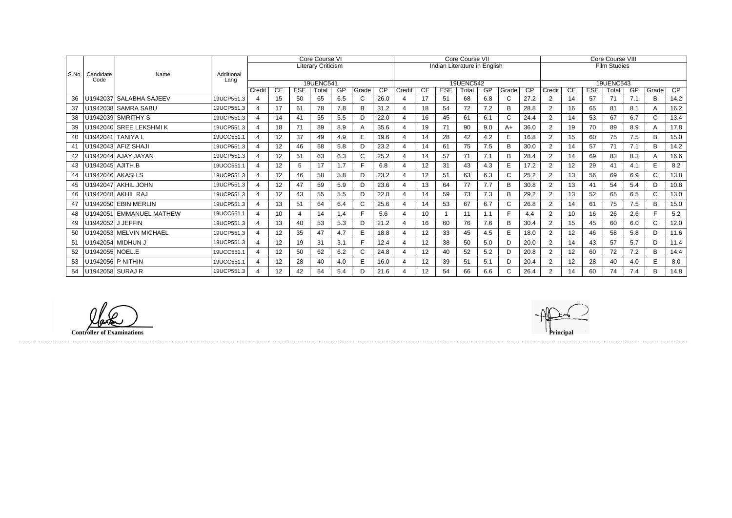| S.No. | Candidate Code | Name | Additional Lang | Core Course VI Literary Criticism 19UENC541 | | | | | | | Core Course VII Indian Literature in English 19UENC542 | | | | | | | Core Course VIII Film Studies 19UENC543 | | | | | | |
|---|---|---|---|---|---|---|---|---|---|---|---|---|---|---|---|---|---|---|---|---|---|---|---|---|
| | | | | Credit | CE | ESE | Total | GP | Grade | CP | Credit | CE | ESE | Total | GP | Grade | CP | Credit | CE | ESE | Total | GP | Grade | CP |
| 36 | U1942037 | SALABHA SAJEEV | 19UCP551.3 | 4 | 15 | 50 | 65 | 6.5 | C | 26.0 | 4 | 17 | 51 | 68 | 6.8 | C | 27.2 | 2 | 14 | 57 | 71 | 7.1 | B | 14.2 |
| 37 | U1942038 | SAMRA SABU | 19UCP551.3 | 4 | 17 | 61 | 78 | 7.8 | B | 31.2 | 4 | 18 | 54 | 72 | 7.2 | B | 28.8 | 2 | 16 | 65 | 81 | 8.1 | A | 16.2 |
| 38 | U1942039 | SMRITHY S | 19UCP551.3 | 4 | 14 | 41 | 55 | 5.5 | D | 22.0 | 4 | 16 | 45 | 61 | 6.1 | C | 24.4 | 2 | 14 | 53 | 67 | 6.7 | C | 13.4 |
| 39 | U1942040 | SREE LEKSHMI K | 19UCP551.3 | 4 | 18 | 71 | 89 | 8.9 | A | 35.6 | 4 | 19 | 71 | 90 | 9.0 | A+ | 36.0 | 2 | 19 | 70 | 89 | 8.9 | A | 17.8 |
| 40 | U1942041 | TANIYA L | 19UCC551.1 | 4 | 12 | 37 | 49 | 4.9 | E | 19.6 | 4 | 14 | 28 | 42 | 4.2 | E | 16.8 | 2 | 15 | 60 | 75 | 7.5 | B | 15.0 |
| 41 | U1942043 | AFIZ SHAJI | 19UCP551.3 | 4 | 12 | 46 | 58 | 5.8 | D | 23.2 | 4 | 14 | 61 | 75 | 7.5 | B | 30.0 | 2 | 14 | 57 | 71 | 7.1 | B | 14.2 |
| 42 | U1942044 | AJAY JAYAN | 19UCP551.3 | 4 | 12 | 51 | 63 | 6.3 | C | 25.2 | 4 | 14 | 57 | 71 | 7.1 | B | 28.4 | 2 | 14 | 69 | 83 | 8.3 | A | 16.6 |
| 43 | U1942045 | AJITH.B | 19UCC551.1 | 4 | 12 | 5 | 17 | 1.7 | F | 6.8 | 4 | 12 | 31 | 43 | 4.3 | E | 17.2 | 2 | 12 | 29 | 41 | 4.1 | E | 8.2 |
| 44 | U1942046 | AKASH.S | 19UCP551.3 | 4 | 12 | 46 | 58 | 5.8 | D | 23.2 | 4 | 12 | 51 | 63 | 6.3 | C | 25.2 | 2 | 13 | 56 | 69 | 6.9 | C | 13.8 |
| 45 | U1942047 | AKHIL JOHN | 19UCP551.3 | 4 | 12 | 47 | 59 | 5.9 | D | 23.6 | 4 | 13 | 64 | 77 | 7.7 | B | 30.8 | 2 | 13 | 41 | 54 | 5.4 | D | 10.8 |
| 46 | U1942048 | AKHIL RAJ | 19UCP551.3 | 4 | 12 | 43 | 55 | 5.5 | D | 22.0 | 4 | 14 | 59 | 73 | 7.3 | B | 29.2 | 2 | 13 | 52 | 65 | 6.5 | C | 13.0 |
| 47 | U1942050 | EBIN MERLIN | 19UCP551.3 | 4 | 13 | 51 | 64 | 6.4 | C | 25.6 | 4 | 14 | 53 | 67 | 6.7 | C | 26.8 | 2 | 14 | 61 | 75 | 7.5 | B | 15.0 |
| 48 | U1942051 | EMMANUEL MATHEW | 19UCC551.1 | 4 | 10 | 4 | 14 | 1.4 | F | 5.6 | 4 | 10 | 1 | 11 | 1.1 | F | 4.4 | 2 | 10 | 16 | 26 | 2.6 | F | 5.2 |
| 49 | U1942052 | J JEFFIN | 19UCP551.3 | 4 | 13 | 40 | 53 | 5.3 | D | 21.2 | 4 | 16 | 60 | 76 | 7.6 | B | 30.4 | 2 | 15 | 45 | 60 | 6.0 | C | 12.0 |
| 50 | U1942053 | MELVIN MICHAEL | 19UCP551.3 | 4 | 12 | 35 | 47 | 4.7 | E | 18.8 | 4 | 12 | 33 | 45 | 4.5 | E | 18.0 | 2 | 12 | 46 | 58 | 5.8 | D | 11.6 |
| 51 | U1942054 | MIDHUN J | 19UCP551.3 | 4 | 12 | 19 | 31 | 3.1 | F | 12.4 | 4 | 12 | 38 | 50 | 5.0 | D | 20.0 | 2 | 14 | 43 | 57 | 5.7 | D | 11.4 |
| 52 | U1942055 | NOEL.E | 19UCC551.1 | 4 | 12 | 50 | 62 | 6.2 | C | 24.8 | 4 | 12 | 40 | 52 | 5.2 | D | 20.8 | 2 | 12 | 60 | 72 | 7.2 | B | 14.4 |
| 53 | U1942056 | P NITHIN | 19UCC551.1 | 4 | 12 | 28 | 40 | 4.0 | E | 16.0 | 4 | 12 | 39 | 51 | 5.1 | D | 20.4 | 2 | 12 | 28 | 40 | 4.0 | E | 8.0 |
| 54 | U1942058 | SURAJ R | 19UCP551.3 | 4 | 12 | 42 | 54 | 5.4 | D | 21.6 | 4 | 12 | 54 | 66 | 6.6 | C | 26.4 | 2 | 14 | 60 | 74 | 7.4 | B | 14.8 |

**Controller of Examinations**

**Principal**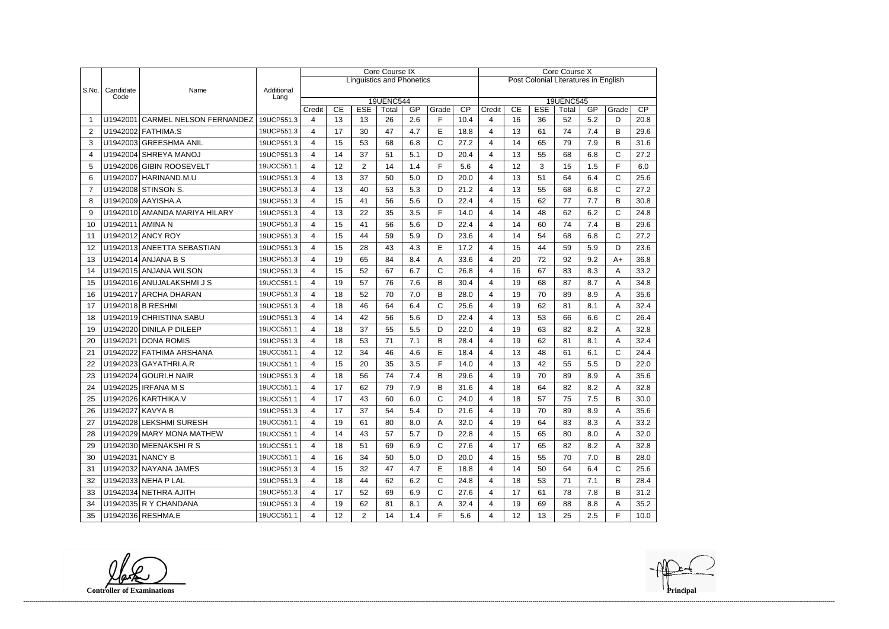| S.No. | Candidate Code | Name | Additional Lang | Core Course IX | | | | | | | Core Course X | | | | | | |
|---|---|---|---|---|---|---|---|---|---|---|---|---|---|---|---|---|---|
| | | | | Linguistics and Phonetics | | | | | | | Post Colonial Literatures in English | | | | | | |
| | | | | 19UENC544 | | | | | | | 19UENC545 | | | | | | |
| | | | | Credit | CE | ESE | Total | GP | Grade | CP | Credit | CE | ESE | Total | GP | Grade | CP |
| 1 | U1942001 | CARMEL NELSON FERNANDEZ | 19UCP551.3 | 4 | 13 | 13 | 26 | 2.6 | F | 10.4 | 4 | 16 | 36 | 52 | 5.2 | D | 20.8 |
| 2 | U1942002 | FATHIMA.S | 19UCP551.3 | 4 | 17 | 30 | 47 | 4.7 | E | 18.8 | 4 | 13 | 61 | 74 | 7.4 | B | 29.6 |
| 3 | U1942003 | GREESHMA ANIL | 19UCP551.3 | 4 | 15 | 53 | 68 | 6.8 | C | 27.2 | 4 | 14 | 65 | 79 | 7.9 | B | 31.6 |
| 4 | U1942004 | SHREYA MANOJ | 19UCP551.3 | 4 | 14 | 37 | 51 | 5.1 | D | 20.4 | 4 | 13 | 55 | 68 | 6.8 | C | 27.2 |
| 5 | U1942006 | GIBIN ROOSEVELT | 19UCC551.1 | 4 | 12 | 2 | 14 | 1.4 | F | 5.6 | 4 | 12 | 3 | 15 | 1.5 | F | 6.0 |
| 6 | U1942007 | HARINAND.M.U | 19UCP551.3 | 4 | 13 | 37 | 50 | 5.0 | D | 20.0 | 4 | 13 | 51 | 64 | 6.4 | C | 25.6 |
| 7 | U1942008 | STINSON S. | 19UCP551.3 | 4 | 13 | 40 | 53 | 5.3 | D | 21.2 | 4 | 13 | 55 | 68 | 6.8 | C | 27.2 |
| 8 | U1942009 | AAYISHA.A | 19UCP551.3 | 4 | 15 | 41 | 56 | 5.6 | D | 22.4 | 4 | 15 | 62 | 77 | 7.7 | B | 30.8 |
| 9 | U1942010 | AMANDA MARIYA HILARY | 19UCP551.3 | 4 | 13 | 22 | 35 | 3.5 | F | 14.0 | 4 | 14 | 48 | 62 | 6.2 | C | 24.8 |
| 10 | U1942011 | AMINA N | 19UCP551.3 | 4 | 15 | 41 | 56 | 5.6 | D | 22.4 | 4 | 14 | 60 | 74 | 7.4 | B | 29.6 |
| 11 | U1942012 | ANCY ROY | 19UCP551.3 | 4 | 15 | 44 | 59 | 5.9 | D | 23.6 | 4 | 14 | 54 | 68 | 6.8 | C | 27.2 |
| 12 | U1942013 | ANEETTA SEBASTIAN | 19UCP551.3 | 4 | 15 | 28 | 43 | 4.3 | E | 17.2 | 4 | 15 | 44 | 59 | 5.9 | D | 23.6 |
| 13 | U1942014 | ANJANA B S | 19UCP551.3 | 4 | 19 | 65 | 84 | 8.4 | A | 33.6 | 4 | 20 | 72 | 92 | 9.2 | A+ | 36.8 |
| 14 | U1942015 | ANJANA WILSON | 19UCP551.3 | 4 | 15 | 52 | 67 | 6.7 | C | 26.8 | 4 | 16 | 67 | 83 | 8.3 | A | 33.2 |
| 15 | U1942016 | ANUJALAKSHMI J S | 19UCC551.1 | 4 | 19 | 57 | 76 | 7.6 | B | 30.4 | 4 | 19 | 68 | 87 | 8.7 | A | 34.8 |
| 16 | U1942017 | ARCHA DHARAN | 19UCP551.3 | 4 | 18 | 52 | 70 | 7.0 | B | 28.0 | 4 | 19 | 70 | 89 | 8.9 | A | 35.6 |
| 17 | U1942018 | B RESHMI | 19UCP551.3 | 4 | 18 | 46 | 64 | 6.4 | C | 25.6 | 4 | 19 | 62 | 81 | 8.1 | A | 32.4 |
| 18 | U1942019 | CHRISTINA SABU | 19UCP551.3 | 4 | 14 | 42 | 56 | 5.6 | D | 22.4 | 4 | 13 | 53 | 66 | 6.6 | C | 26.4 |
| 19 | U1942020 | DINILA P DILEEP | 19UCC551.1 | 4 | 18 | 37 | 55 | 5.5 | D | 22.0 | 4 | 19 | 63 | 82 | 8.2 | A | 32.8 |
| 20 | U1942021 | DONA ROMIS | 19UCP551.3 | 4 | 18 | 53 | 71 | 7.1 | B | 28.4 | 4 | 19 | 62 | 81 | 8.1 | A | 32.4 |
| 21 | U1942022 | FATHIMA ARSHANA | 19UCC551.1 | 4 | 12 | 34 | 46 | 4.6 | E | 18.4 | 4 | 13 | 48 | 61 | 6.1 | C | 24.4 |
| 22 | U1942023 | GAYATHRI.A.R | 19UCC551.1 | 4 | 15 | 20 | 35 | 3.5 | F | 14.0 | 4 | 13 | 42 | 55 | 5.5 | D | 22.0 |
| 23 | U1942024 | GOURI.H NAIR | 19UCP551.3 | 4 | 18 | 56 | 74 | 7.4 | B | 29.6 | 4 | 19 | 70 | 89 | 8.9 | A | 35.6 |
| 24 | U1942025 | IRFANA M S | 19UCC551.1 | 4 | 17 | 62 | 79 | 7.9 | B | 31.6 | 4 | 18 | 64 | 82 | 8.2 | A | 32.8 |
| 25 | U1942026 | KARTHIKA.V | 19UCC551.1 | 4 | 17 | 43 | 60 | 6.0 | C | 24.0 | 4 | 18 | 57 | 75 | 7.5 | B | 30.0 |
| 26 | U1942027 | KAVYA B | 19UCP551.3 | 4 | 17 | 37 | 54 | 5.4 | D | 21.6 | 4 | 19 | 70 | 89 | 8.9 | A | 35.6 |
| 27 | U1942028 | LEKSHMI SURESH | 19UCC551.1 | 4 | 19 | 61 | 80 | 8.0 | A | 32.0 | 4 | 19 | 64 | 83 | 8.3 | A | 33.2 |
| 28 | U1942029 | MARY MONA MATHEW | 19UCC551.1 | 4 | 14 | 43 | 57 | 5.7 | D | 22.8 | 4 | 15 | 65 | 80 | 8.0 | A | 32.0 |
| 29 | U1942030 | MEENAKSHI R S | 19UCC551.1 | 4 | 18 | 51 | 69 | 6.9 | C | 27.6 | 4 | 17 | 65 | 82 | 8.2 | A | 32.8 |
| 30 | U1942031 | NANCY B | 19UCC551.1 | 4 | 16 | 34 | 50 | 5.0 | D | 20.0 | 4 | 15 | 55 | 70 | 7.0 | B | 28.0 |
| 31 | U1942032 | NAYANA JAMES | 19UCP551.3 | 4 | 15 | 32 | 47 | 4.7 | E | 18.8 | 4 | 14 | 50 | 64 | 6.4 | C | 25.6 |
| 32 | U1942033 | NEHA P LAL | 19UCP551.3 | 4 | 18 | 44 | 62 | 6.2 | C | 24.8 | 4 | 18 | 53 | 71 | 7.1 | B | 28.4 |
| 33 | U1942034 | NETHRA AJITH | 19UCP551.3 | 4 | 17 | 52 | 69 | 6.9 | C | 27.6 | 4 | 17 | 61 | 78 | 7.8 | B | 31.2 |
| 34 | U1942035 | R Y CHANDANA | 19UCP551.3 | 4 | 19 | 62 | 81 | 8.1 | A | 32.4 | 4 | 19 | 69 | 88 | 8.8 | A | 35.2 |
| 35 | U1942036 | RESHMA.E | 19UCC551.1 | 4 | 12 | 2 | 14 | 1.4 | F | 5.6 | 4 | 12 | 13 | 25 | 2.5 | F | 10.0 |

**Controller of Examinations** **Principal**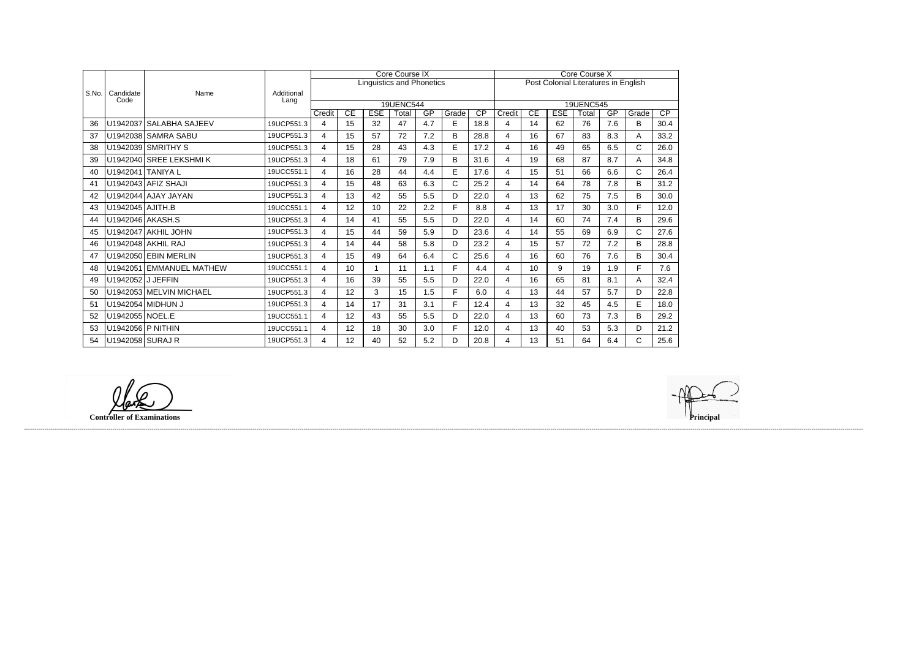| S.No. | Candidate Code | Name | Additional Lang | Core Course IX Linguistics and Phonetics 19UENC544 | | | | | | | Core Course X Post Colonial Literatures in English 19UENC545 | | | | | | |
|---|---|---|---|---|---|---|---|---|---|---|---|---|---|---|---|---|---|
| | | | | Credit | CE | ESE | Total | GP | Grade | CP | Credit | CE | ESE | Total | GP | Grade | CP |
| 36 | U1942037 | SALABHA SAJEEV | 19UCP551.3 | 4 | 15 | 32 | 47 | 4.7 | E | 18.8 | 4 | 14 | 62 | 76 | 7.6 | B | 30.4 |
| 37 | U1942038 | SAMRA SABU | 19UCP551.3 | 4 | 15 | 57 | 72 | 7.2 | B | 28.8 | 4 | 16 | 67 | 83 | 8.3 | A | 33.2 |
| 38 | U1942039 | SMRITHY S | 19UCP551.3 | 4 | 15 | 28 | 43 | 4.3 | E | 17.2 | 4 | 16 | 49 | 65 | 6.5 | C | 26.0 |
| 39 | U1942040 | SREE LEKSHMI K | 19UCP551.3 | 4 | 18 | 61 | 79 | 7.9 | B | 31.6 | 4 | 19 | 68 | 87 | 8.7 | A | 34.8 |
| 40 | U1942041 | TANIYA L | 19UCC551.1 | 4 | 16 | 28 | 44 | 4.4 | E | 17.6 | 4 | 15 | 51 | 66 | 6.6 | C | 26.4 |
| 41 | U1942043 | AFIZ SHAJI | 19UCP551.3 | 4 | 15 | 48 | 63 | 6.3 | C | 25.2 | 4 | 14 | 64 | 78 | 7.8 | B | 31.2 |
| 42 | U1942044 | AJAY JAYAN | 19UCP551.3 | 4 | 13 | 42 | 55 | 5.5 | D | 22.0 | 4 | 13 | 62 | 75 | 7.5 | B | 30.0 |
| 43 | U1942045 | AJITH.B | 19UCC551.1 | 4 | 12 | 10 | 22 | 2.2 | F | 8.8 | 4 | 13 | 17 | 30 | 3.0 | F | 12.0 |
| 44 | U1942046 | AKASH.S | 19UCP551.3 | 4 | 14 | 41 | 55 | 5.5 | D | 22.0 | 4 | 14 | 60 | 74 | 7.4 | B | 29.6 |
| 45 | U1942047 | AKHIL JOHN | 19UCP551.3 | 4 | 15 | 44 | 59 | 5.9 | D | 23.6 | 4 | 14 | 55 | 69 | 6.9 | C | 27.6 |
| 46 | U1942048 | AKHIL RAJ | 19UCP551.3 | 4 | 14 | 44 | 58 | 5.8 | D | 23.2 | 4 | 15 | 57 | 72 | 7.2 | B | 28.8 |
| 47 | U1942050 | EBIN MERLIN | 19UCP551.3 | 4 | 15 | 49 | 64 | 6.4 | C | 25.6 | 4 | 16 | 60 | 76 | 7.6 | B | 30.4 |
| 48 | U1942051 | EMMANUEL MATHEW | 19UCC551.1 | 4 | 10 | 1 | 11 | 1.1 | F | 4.4 | 4 | 10 | 9 | 19 | 1.9 | F | 7.6 |
| 49 | U1942052 | J JEFFIN | 19UCP551.3 | 4 | 16 | 39 | 55 | 5.5 | D | 22.0 | 4 | 16 | 65 | 81 | 8.1 | A | 32.4 |
| 50 | U1942053 | MELVIN MICHAEL | 19UCP551.3 | 4 | 12 | 3 | 15 | 1.5 | F | 6.0 | 4 | 13 | 44 | 57 | 5.7 | D | 22.8 |
| 51 | U1942054 | MIDHUN J | 19UCP551.3 | 4 | 14 | 17 | 31 | 3.1 | F | 12.4 | 4 | 13 | 32 | 45 | 4.5 | E | 18.0 |
| 52 | U1942055 | NOEL.E | 19UCC551.1 | 4 | 12 | 43 | 55 | 5.5 | D | 22.0 | 4 | 13 | 60 | 73 | 7.3 | B | 29.2 |
| 53 | U1942056 | P NITHIN | 19UCC551.1 | 4 | 12 | 18 | 30 | 3.0 | F | 12.0 | 4 | 13 | 40 | 53 | 5.3 | D | 21.2 |
| 54 | U1942058 | SURAJ R | 19UCP551.3 | 4 | 12 | 40 | 52 | 5.2 | D | 20.8 | 4 | 13 | 51 | 64 | 6.4 | C | 25.6 |

**Controller of Examinations**

**Principal**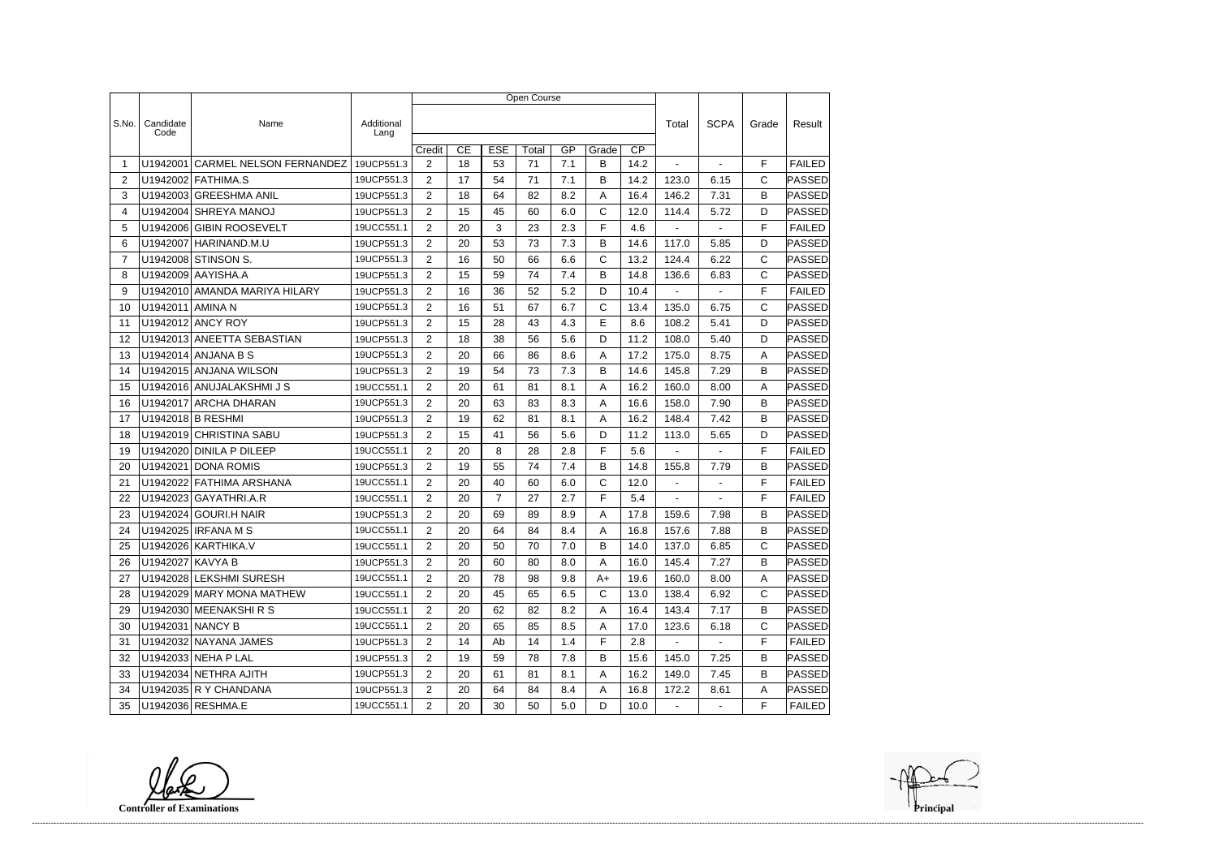| S.No. | Candidate Code | Name | Additional Lang | Open Course | | | | | | | Total | SCPA | Grade | Result |
|---|---|---|---|---|---|---|---|---|---|---|---|---|---|---|
| | | | | Credit | CE | ESE | Total | GP | Grade | CP | | | | |
| 1 | U1942001 | CARMEL NELSON FERNANDEZ | 19UCP551.3 | 2 | 18 | 53 | 71 | 7.1 | B | 14.2 | - | - | F | FAILED |
| 2 | U1942002 | FATHIMA.S | 19UCP551.3 | 2 | 17 | 54 | 71 | 7.1 | B | 14.2 | 123.0 | 6.15 | C | PASSED |
| 3 | U1942003 | GREESHMA ANIL | 19UCP551.3 | 2 | 18 | 64 | 82 | 8.2 | A | 16.4 | 146.2 | 7.31 | B | PASSED |
| 4 | U1942004 | SHREYA MANOJ | 19UCP551.3 | 2 | 15 | 45 | 60 | 6.0 | C | 12.0 | 114.4 | 5.72 | D | PASSED |
| 5 | U1942006 | GIBIN ROOSEVELT | 19UCC551.1 | 2 | 20 | 3 | 23 | 2.3 | F | 4.6 | - | - | F | FAILED |
| 6 | U1942007 | HARINAND.M.U | 19UCP551.3 | 2 | 20 | 53 | 73 | 7.3 | B | 14.6 | 117.0 | 5.85 | D | PASSED |
| 7 | U1942008 | STINSON S. | 19UCP551.3 | 2 | 16 | 50 | 66 | 6.6 | C | 13.2 | 124.4 | 6.22 | C | PASSED |
| 8 | U1942009 | AAYISHA.A | 19UCP551.3 | 2 | 15 | 59 | 74 | 7.4 | B | 14.8 | 136.6 | 6.83 | C | PASSED |
| 9 | U1942010 | AMANDA MARIYA HILARY | 19UCP551.3 | 2 | 16 | 36 | 52 | 5.2 | D | 10.4 | - | - | F | FAILED |
| 10 | U1942011 | AMINA N | 19UCP551.3 | 2 | 16 | 51 | 67 | 6.7 | C | 13.4 | 135.0 | 6.75 | C | PASSED |
| 11 | U1942012 | ANCY ROY | 19UCP551.3 | 2 | 15 | 28 | 43 | 4.3 | E | 8.6 | 108.2 | 5.41 | D | PASSED |
| 12 | U1942013 | ANEETTA SEBASTIAN | 19UCP551.3 | 2 | 18 | 38 | 56 | 5.6 | D | 11.2 | 108.0 | 5.40 | D | PASSED |
| 13 | U1942014 | ANJANA B S | 19UCP551.3 | 2 | 20 | 66 | 86 | 8.6 | A | 17.2 | 175.0 | 8.75 | A | PASSED |
| 14 | U1942015 | ANJANA WILSON | 19UCP551.3 | 2 | 19 | 54 | 73 | 7.3 | B | 14.6 | 145.8 | 7.29 | B | PASSED |
| 15 | U1942016 | ANUJALAKSHMI J S | 19UCC551.1 | 2 | 20 | 61 | 81 | 8.1 | A | 16.2 | 160.0 | 8.00 | A | PASSED |
| 16 | U1942017 | ARCHA DHARAN | 19UCP551.3 | 2 | 20 | 63 | 83 | 8.3 | A | 16.6 | 158.0 | 7.90 | B | PASSED |
| 17 | U1942018 | B RESHMI | 19UCP551.3 | 2 | 19 | 62 | 81 | 8.1 | A | 16.2 | 148.4 | 7.42 | B | PASSED |
| 18 | U1942019 | CHRISTINA SABU | 19UCP551.3 | 2 | 15 | 41 | 56 | 5.6 | D | 11.2 | 113.0 | 5.65 | D | PASSED |
| 19 | U1942020 | DINILA P DILEEP | 19UCC551.1 | 2 | 20 | 8 | 28 | 2.8 | F | 5.6 | - | - | F | FAILED |
| 20 | U1942021 | DONA ROMIS | 19UCP551.3 | 2 | 19 | 55 | 74 | 7.4 | B | 14.8 | 155.8 | 7.79 | B | PASSED |
| 21 | U1942022 | FATHIMA ARSHANA | 19UCC551.1 | 2 | 20 | 40 | 60 | 6.0 | C | 12.0 | - | - | F | FAILED |
| 22 | U1942023 | GAYATHRI.A.R | 19UCC551.1 | 2 | 20 | 7 | 27 | 2.7 | F | 5.4 | - | - | F | FAILED |
| 23 | U1942024 | GOURI.H NAIR | 19UCP551.3 | 2 | 20 | 69 | 89 | 8.9 | A | 17.8 | 159.6 | 7.98 | B | PASSED |
| 24 | U1942025 | IRFANA M S | 19UCC551.1 | 2 | 20 | 64 | 84 | 8.4 | A | 16.8 | 157.6 | 7.88 | B | PASSED |
| 25 | U1942026 | KARTHIKA.V | 19UCC551.1 | 2 | 20 | 50 | 70 | 7.0 | B | 14.0 | 137.0 | 6.85 | C | PASSED |
| 26 | U1942027 | KAVYA B | 19UCP551.3 | 2 | 20 | 60 | 80 | 8.0 | A | 16.0 | 145.4 | 7.27 | B | PASSED |
| 27 | U1942028 | LEKSHMI SURESH | 19UCC551.1 | 2 | 20 | 78 | 98 | 9.8 | A+ | 19.6 | 160.0 | 8.00 | A | PASSED |
| 28 | U1942029 | MARY MONA MATHEW | 19UCC551.1 | 2 | 20 | 45 | 65 | 6.5 | C | 13.0 | 138.4 | 6.92 | C | PASSED |
| 29 | U1942030 | MEENAKSHI R S | 19UCC551.1 | 2 | 20 | 62 | 82 | 8.2 | A | 16.4 | 143.4 | 7.17 | B | PASSED |
| 30 | U1942031 | NANCY B | 19UCC551.1 | 2 | 20 | 65 | 85 | 8.5 | A | 17.0 | 123.6 | 6.18 | C | PASSED |
| 31 | U1942032 | NAYANA JAMES | 19UCP551.3 | 2 | 14 | Ab | 14 | 1.4 | F | 2.8 | - | - | F | FAILED |
| 32 | U1942033 | NEHA P LAL | 19UCP551.3 | 2 | 19 | 59 | 78 | 7.8 | B | 15.6 | 145.0 | 7.25 | B | PASSED |
| 33 | U1942034 | NETHRA AJITH | 19UCP551.3 | 2 | 20 | 61 | 81 | 8.1 | A | 16.2 | 149.0 | 7.45 | B | PASSED |
| 34 | U1942035 | R Y CHANDANA | 19UCP551.3 | 2 | 20 | 64 | 84 | 8.4 | A | 16.8 | 172.2 | 8.61 | A | PASSED |
| 35 | U1942036 | RESHMA.E | 19UCC551.1 | 2 | 20 | 30 | 50 | 5.0 | D | 10.0 | - | - | F | FAILED |

**Controller of Examinations**

**Principal**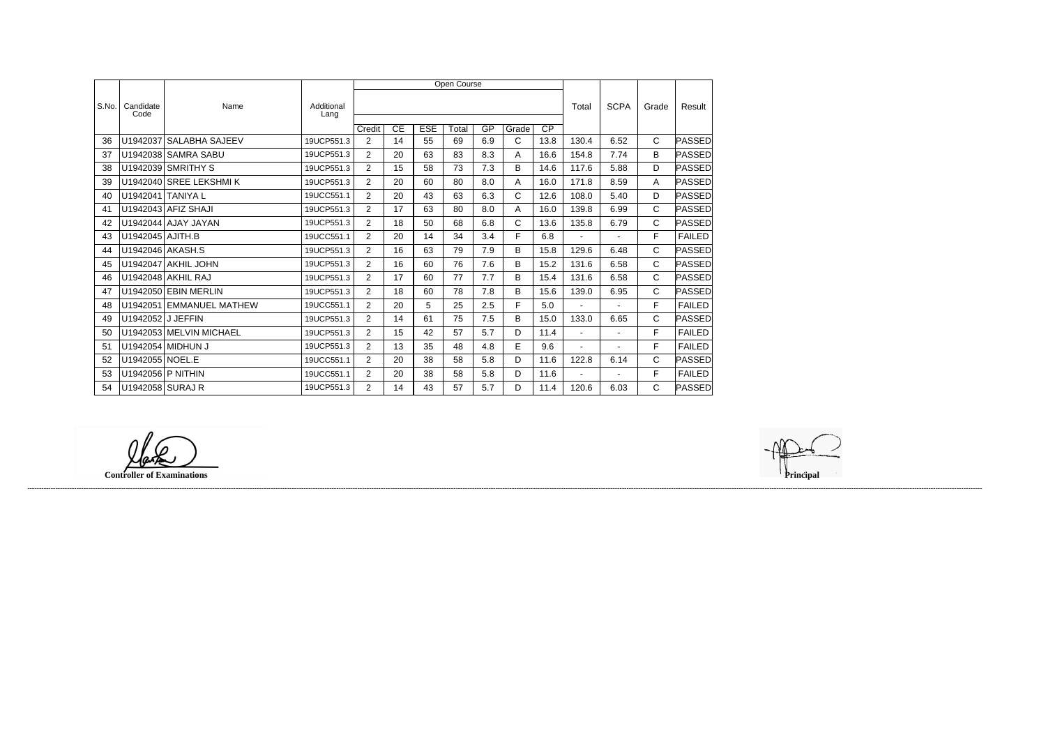| S.No. | Candidate Code | Name | Additional Lang | Open Course | | | | | | | Total | SCPA | Grade | Result |
|---|---|---|---|---|---|---|---|---|---|---|---|---|---|---|
| | | | | Credit | CE | ESE | Total | GP | Grade | CP | | | | |
| 36 | U1942037 | SALABHA SAJEEV | 19UCP551.3 | 2 | 14 | 55 | 69 | 6.9 | C | 13.8 | 130.4 | 6.52 | C | PASSED |
| 37 | U1942038 | SAMRA SABU | 19UCP551.3 | 2 | 20 | 63 | 83 | 8.3 | A | 16.6 | 154.8 | 7.74 | B | PASSED |
| 38 | U1942039 | SMRITHY S | 19UCP551.3 | 2 | 15 | 58 | 73 | 7.3 | B | 14.6 | 117.6 | 5.88 | D | PASSED |
| 39 | U1942040 | SREE LEKSHMI K | 19UCP551.3 | 2 | 20 | 60 | 80 | 8.0 | A | 16.0 | 171.8 | 8.59 | A | PASSED |
| 40 | U1942041 | TANIYA L | 19UCC551.1 | 2 | 20 | 43 | 63 | 6.3 | C | 12.6 | 108.0 | 5.40 | D | PASSED |
| 41 | U1942043 | AFIZ SHAJI | 19UCP551.3 | 2 | 17 | 63 | 80 | 8.0 | A | 16.0 | 139.8 | 6.99 | C | PASSED |
| 42 | U1942044 | AJAY JAYAN | 19UCP551.3 | 2 | 18 | 50 | 68 | 6.8 | C | 13.6 | 135.8 | 6.79 | C | PASSED |
| 43 | U1942045 | AJITH.B | 19UCC551.1 | 2 | 20 | 14 | 34 | 3.4 | F | 6.8 | - | - | F | FAILED |
| 44 | U1942046 | AKASH.S | 19UCP551.3 | 2 | 16 | 63 | 79 | 7.9 | B | 15.8 | 129.6 | 6.48 | C | PASSED |
| 45 | U1942047 | AKHIL JOHN | 19UCP551.3 | 2 | 16 | 60 | 76 | 7.6 | B | 15.2 | 131.6 | 6.58 | C | PASSED |
| 46 | U1942048 | AKHIL RAJ | 19UCP551.3 | 2 | 17 | 60 | 77 | 7.7 | B | 15.4 | 131.6 | 6.58 | C | PASSED |
| 47 | U1942050 | EBIN MERLIN | 19UCP551.3 | 2 | 18 | 60 | 78 | 7.8 | B | 15.6 | 139.0 | 6.95 | C | PASSED |
| 48 | U1942051 | EMMANUEL MATHEW | 19UCC551.1 | 2 | 20 | 5 | 25 | 2.5 | F | 5.0 | - | - | F | FAILED |
| 49 | U1942052 | J JEFFIN | 19UCP551.3 | 2 | 14 | 61 | 75 | 7.5 | B | 15.0 | 133.0 | 6.65 | C | PASSED |
| 50 | U1942053 | MELVIN MICHAEL | 19UCP551.3 | 2 | 15 | 42 | 57 | 5.7 | D | 11.4 | - | - | F | FAILED |
| 51 | U1942054 | MIDHUN J | 19UCP551.3 | 2 | 13 | 35 | 48 | 4.8 | E | 9.6 | - | - | F | FAILED |
| 52 | U1942055 | NOEL.E | 19UCC551.1 | 2 | 20 | 38 | 58 | 5.8 | D | 11.6 | 122.8 | 6.14 | C | PASSED |
| 53 | U1942056 | P NITHIN | 19UCC551.1 | 2 | 20 | 38 | 58 | 5.8 | D | 11.6 | - | - | F | FAILED |
| 54 | U1942058 | SURAJ R | 19UCP551.3 | 2 | 14 | 43 | 57 | 5.7 | D | 11.4 | 120.6 | 6.03 | C | PASSED |

**Controller of Examinations**

**Principal**